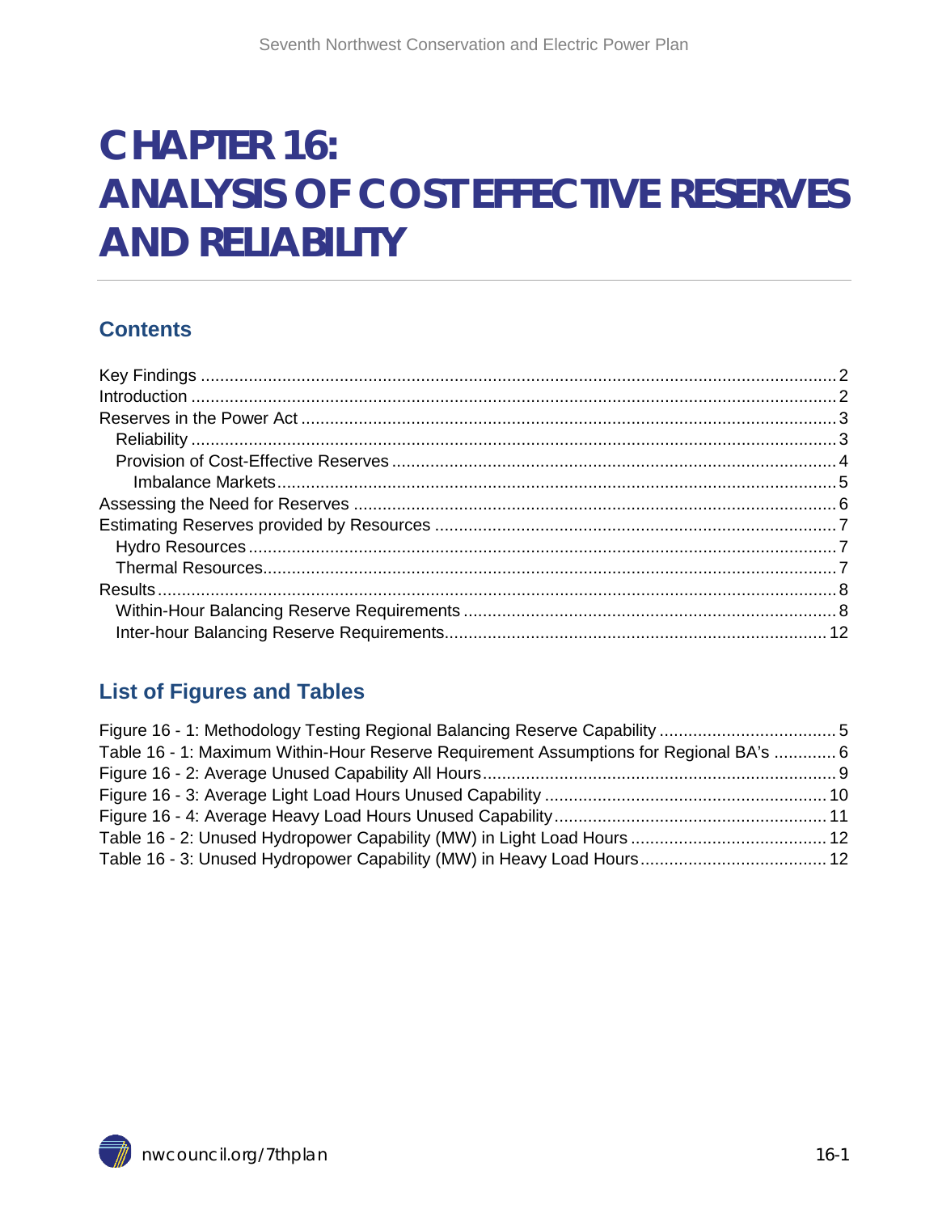# CHAPTER 16: ANALYSIS OF COST EFFECTIVE RESERVES AND RELIABILITY

## Contents

Key Findings ........................................................................ 2
Introduction ........................................................................ 2
Reserves in the Power Act ........................................................................ 3
  Reliability ........................................................................ 3
  Provision of Cost-Effective Reserves ........................................................................ 4
    Imbalance Markets ........................................................................ 5
Assessing the Need for Reserves ........................................................................ 6
Estimating Reserves provided by Resources ........................................................................ 7
  Hydro Resources ........................................................................ 7
  Thermal Resources ........................................................................ 7
Results ........................................................................ 8
  Within-Hour Balancing Reserve Requirements ........................................................................ 8
  Inter-hour Balancing Reserve Requirements ........................................................................ 12

## List of Figures and Tables

Figure 16 - 1: Methodology Testing Regional Balancing Reserve Capability ........................................................................ 5
Table 16 - 1: Maximum Within-Hour Reserve Requirement Assumptions for Regional BA's ........................................................................ 6
Figure 16 - 2: Average Unused Capability All Hours ........................................................................ 9
Figure 16 - 3: Average Light Load Hours Unused Capability ........................................................................ 10
Figure 16 - 4: Average Heavy Load Hours Unused Capability ........................................................................ 11
Table 16 - 2: Unused Hydropower Capability (MW) in Light Load Hours ........................................................................ 12
Table 16 - 3: Unused Hydropower Capability (MW) in Heavy Load Hours ........................................................................ 12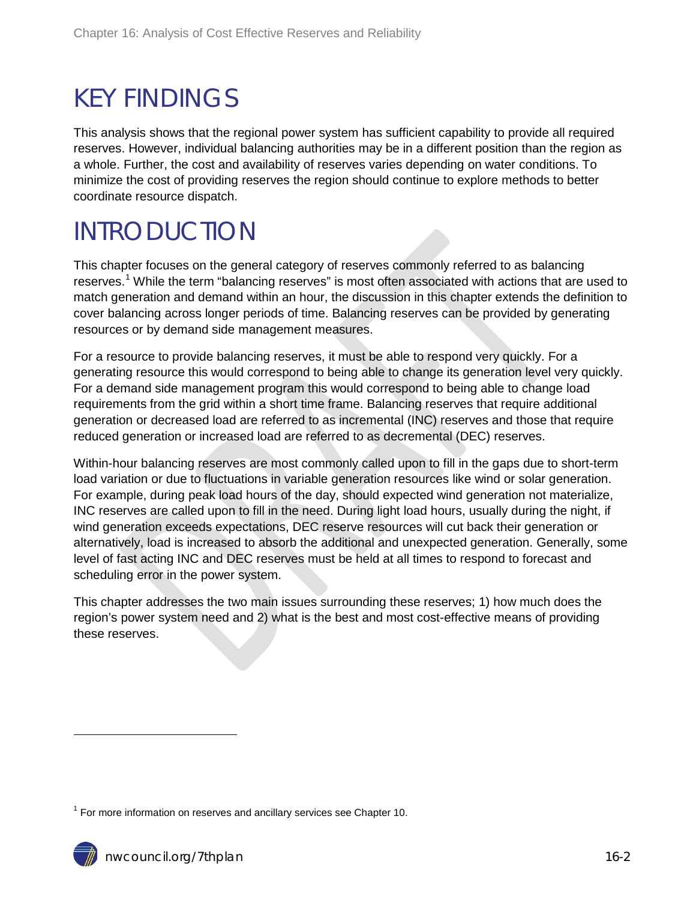# KEY FINDINGS

This analysis shows that the regional power system has sufficient capability to provide all required reserves. However, individual balancing authorities may be in a different position than the region as a whole. Further, the cost and availability of reserves varies depending on water conditions. To minimize the cost of providing reserves the region should continue to explore methods to better coordinate resource dispatch.

# INTRODUCTION

This chapter focuses on the general category of reserves commonly referred to as balancing reserves.[1] While the term "balancing reserves" is most often associated with actions that are used to match generation and demand within an hour, the discussion in this chapter extends the definition to cover balancing across longer periods of time. Balancing reserves can be provided by generating resources or by demand side management measures.

For a resource to provide balancing reserves, it must be able to respond very quickly. For a generating resource this would correspond to being able to change its generation level very quickly. For a demand side management program this would correspond to being able to change load requirements from the grid within a short time frame. Balancing reserves that require additional generation or decreased load are referred to as incremental (INC) reserves and those that require reduced generation or increased load are referred to as decremental (DEC) reserves.

Within-hour balancing reserves are most commonly called upon to fill in the gaps due to short-term load variation or due to fluctuations in variable generation resources like wind or solar generation. For example, during peak load hours of the day, should expected wind generation not materialize, INC reserves are called upon to fill in the need. During light load hours, usually during the night, if wind generation exceeds expectations, DEC reserve resources will cut back their generation or alternatively, load is increased to absorb the additional and unexpected generation. Generally, some level of fast acting INC and DEC reserves must be held at all times to respond to forecast and scheduling error in the power system.

This chapter addresses the two main issues surrounding these reserves; 1) how much does the region's power system need and 2) what is the best and most cost-effective means of providing these reserves.

[1] For more information on reserves and ancillary services see Chapter 10.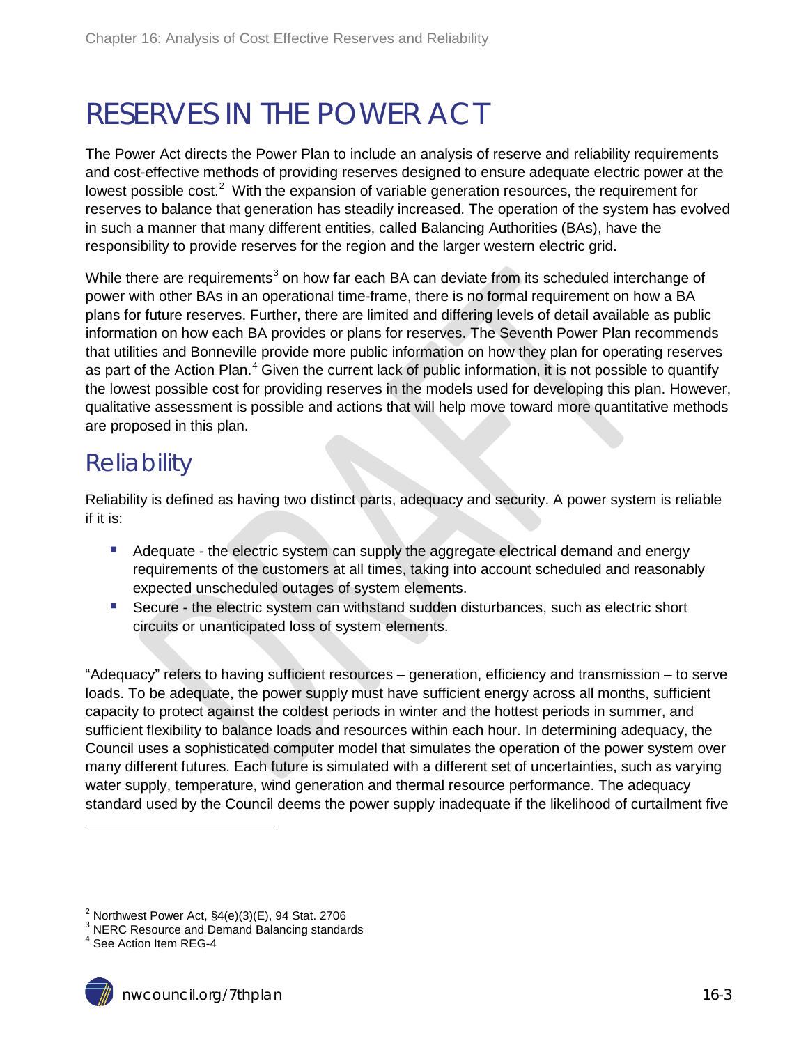# RESERVES IN THE POWER ACT

The Power Act directs the Power Plan to include an analysis of reserve and reliability requirements and cost-effective methods of providing reserves designed to ensure adequate electric power at the lowest possible cost.[2] With the expansion of variable generation resources, the requirement for reserves to balance that generation has steadily increased. The operation of the system has evolved in such a manner that many different entities, called Balancing Authorities (BAs), have the responsibility to provide reserves for the region and the larger western electric grid.

While there are requirements[3] on how far each BA can deviate from its scheduled interchange of power with other BAs in an operational time-frame, there is no formal requirement on how a BA plans for future reserves. Further, there are limited and differing levels of detail available as public information on how each BA provides or plans for reserves. The Seventh Power Plan recommends that utilities and Bonneville provide more public information on how they plan for operating reserves as part of the Action Plan.[4] Given the current lack of public information, it is not possible to quantify the lowest possible cost for providing reserves in the models used for developing this plan. However, qualitative assessment is possible and actions that will help move toward more quantitative methods are proposed in this plan.

## Reliability

Reliability is defined as having two distinct parts, adequacy and security. A power system is reliable if it is:

- Adequate - the electric system can supply the aggregate electrical demand and energy requirements of the customers at all times, taking into account scheduled and reasonably expected unscheduled outages of system elements.
- Secure - the electric system can withstand sudden disturbances, such as electric short circuits or unanticipated loss of system elements.

"Adequacy" refers to having sufficient resources – generation, efficiency and transmission – to serve loads. To be adequate, the power supply must have sufficient energy across all months, sufficient capacity to protect against the coldest periods in winter and the hottest periods in summer, and sufficient flexibility to balance loads and resources within each hour. In determining adequacy, the Council uses a sophisticated computer model that simulates the operation of the power system over many different futures. Each future is simulated with a different set of uncertainties, such as varying water supply, temperature, wind generation and thermal resource performance. The adequacy standard used by the Council deems the power supply inadequate if the likelihood of curtailment five

[2] Northwest Power Act, §4(e)(3)(E), 94 Stat. 2706

[3] NERC Resource and Demand Balancing standards

[4] See Action Item REG-4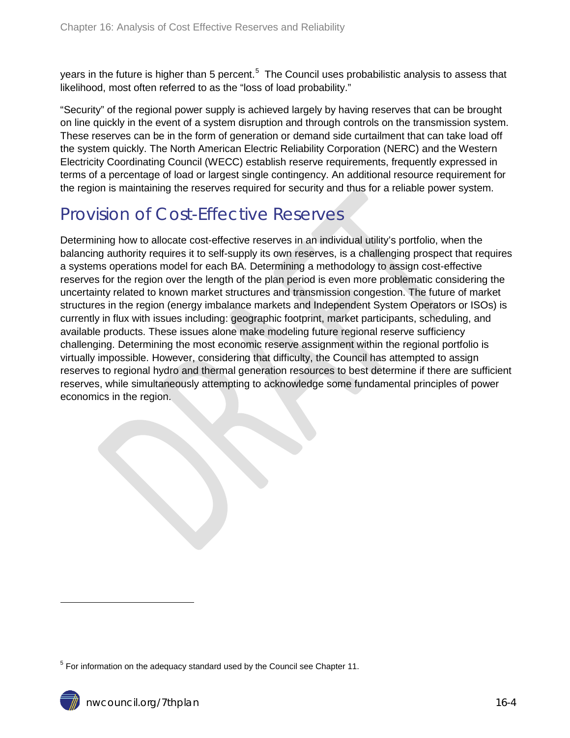years in the future is higher than 5 percent.[5] The Council uses probabilistic analysis to assess that likelihood, most often referred to as the "loss of load probability."

"Security" of the regional power supply is achieved largely by having reserves that can be brought on line quickly in the event of a system disruption and through controls on the transmission system. These reserves can be in the form of generation or demand side curtailment that can take load off the system quickly. The North American Electric Reliability Corporation (NERC) and the Western Electricity Coordinating Council (WECC) establish reserve requirements, frequently expressed in terms of a percentage of load or largest single contingency. An additional resource requirement for the region is maintaining the reserves required for security and thus for a reliable power system.

## Provision of Cost-Effective Reserves

Determining how to allocate cost-effective reserves in an individual utility's portfolio, when the balancing authority requires it to self-supply its own reserves, is a challenging prospect that requires a systems operations model for each BA. Determining a methodology to assign cost-effective reserves for the region over the length of the plan period is even more problematic considering the uncertainty related to known market structures and transmission congestion. The future of market structures in the region (energy imbalance markets and Independent System Operators or ISOs) is currently in flux with issues including: geographic footprint, market participants, scheduling, and available products. These issues alone make modeling future regional reserve sufficiency challenging. Determining the most economic reserve assignment within the regional portfolio is virtually impossible. However, considering that difficulty, the Council has attempted to assign reserves to regional hydro and thermal generation resources to best determine if there are sufficient reserves, while simultaneously attempting to acknowledge some fundamental principles of power economics in the region.

[5] For information on the adequacy standard used by the Council see Chapter 11.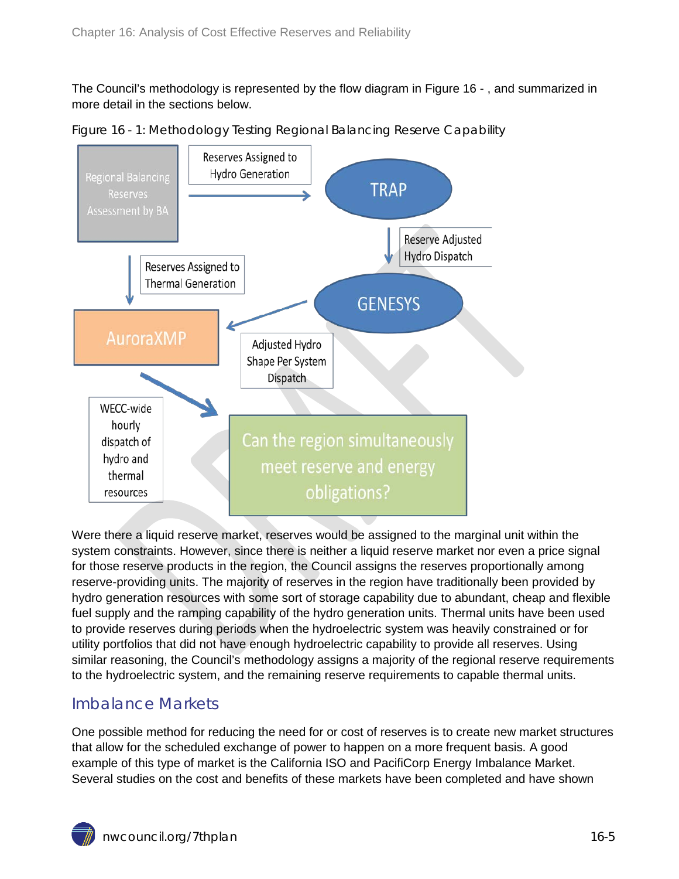The Council's methodology is represented by the flow diagram in Figure 16 - , and summarized in more detail in the sections below.

Figure 16 - 1: Methodology Testing Regional Balancing Reserve Capability

Regional Balancing Reserves Assessment by BA

Reserves Assigned to Hydro Generation

TRAP

Reserve Adjusted Hydro Dispatch

Reserves Assigned to Thermal Generation

GENESYS

AuroraXMP

Adjusted Hydro Shape Per System Dispatch

WECC-wide hourly dispatch of hydro and thermal resources

Can the region simultaneously meet reserve and energy obligations?

Were there a liquid reserve market, reserves would be assigned to the marginal unit within the system constraints. However, since there is neither a liquid reserve market nor even a price signal for those reserve products in the region, the Council assigns the reserves proportionally among reserve-providing units. The majority of reserves in the region have traditionally been provided by hydro generation resources with some sort of storage capability due to abundant, cheap and flexible fuel supply and the ramping capability of the hydro generation units. Thermal units have been used to provide reserves during periods when the hydroelectric system was heavily constrained or for utility portfolios that did not have enough hydroelectric capability to provide all reserves. Using similar reasoning, the Council's methodology assigns a majority of the regional reserve requirements to the hydroelectric system, and the remaining reserve requirements to capable thermal units.

## Imbalance Markets

One possible method for reducing the need for or cost of reserves is to create new market structures that allow for the scheduled exchange of power to happen on a more frequent basis. A good example of this type of market is the California ISO and PacifiCorp Energy Imbalance Market. Several studies on the cost and benefits of these markets have been completed and have shown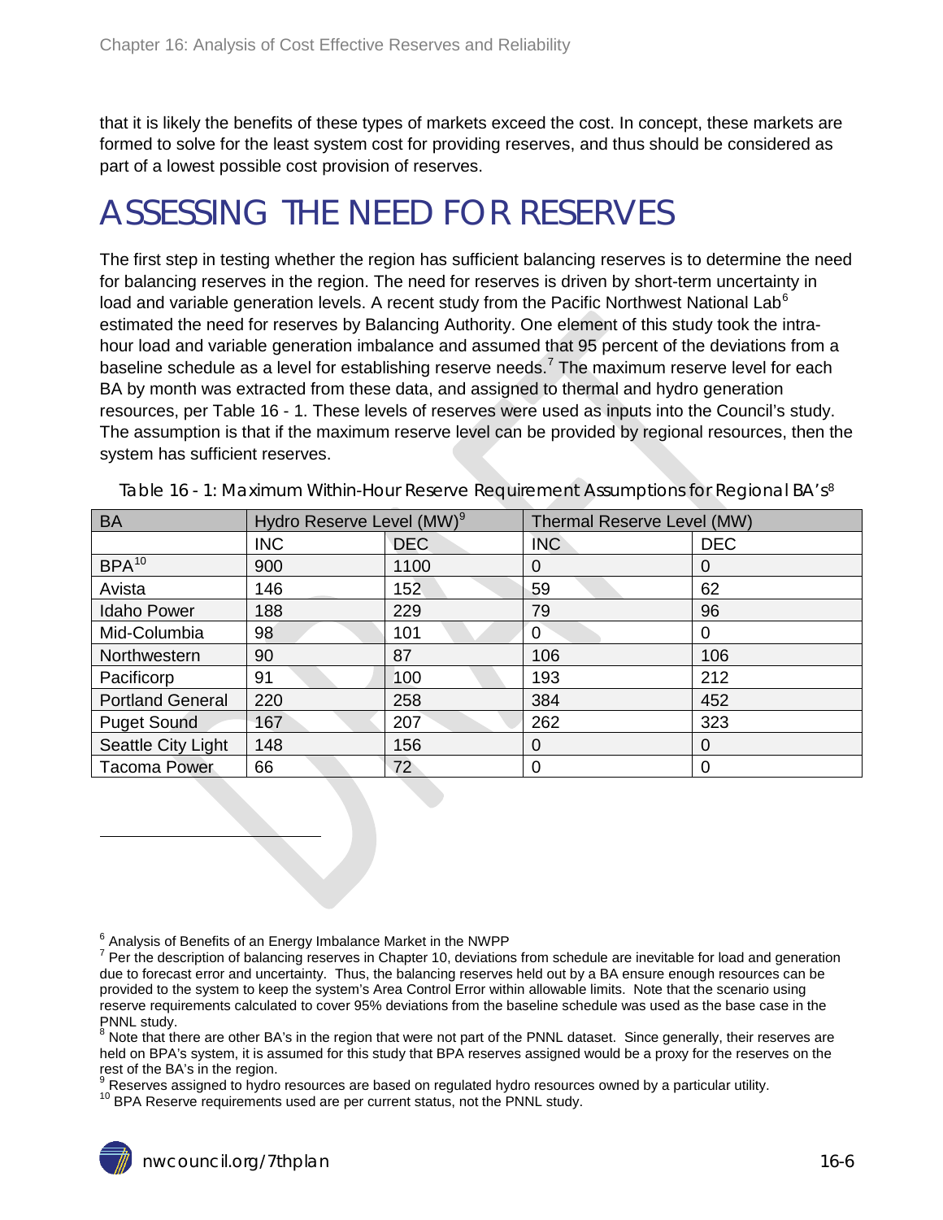that it is likely the benefits of these types of markets exceed the cost. In concept, these markets are formed to solve for the least system cost for providing reserves, and thus should be considered as part of a lowest possible cost provision of reserves.

# ASSESSING THE NEED FOR RESERVES

The first step in testing whether the region has sufficient balancing reserves is to determine the need for balancing reserves in the region. The need for reserves is driven by short-term uncertainty in load and variable generation levels. A recent study from the Pacific Northwest National Lab[6] estimated the need for reserves by Balancing Authority. One element of this study took the intra-hour load and variable generation imbalance and assumed that 95 percent of the deviations from a baseline schedule as a level for establishing reserve needs.[7] The maximum reserve level for each BA by month was extracted from these data, and assigned to thermal and hydro generation resources, per Table 16 - 1. These levels of reserves were used as inputs into the Council's study. The assumption is that if the maximum reserve level can be provided by regional resources, then the system has sufficient reserves.

Table 16 - 1: Maximum Within-Hour Reserve Requirement Assumptions for Regional BA's[8]

| BA | Hydro Reserve Level (MW)[9] | | Thermal Reserve Level (MW) | |
|---|---|---|---|---|
| | INC | DEC | INC | DEC |
| BPA[10] | 900 | 1100 | 0 | 0 |
| Avista | 146 | 152 | 59 | 62 |
| Idaho Power | 188 | 229 | 79 | 96 |
| Mid-Columbia | 98 | 101 | 0 | 0 |
| Northwestern | 90 | 87 | 106 | 106 |
| Pacificorp | 91 | 100 | 193 | 212 |
| Portland General | 220 | 258 | 384 | 452 |
| Puget Sound | 167 | 207 | 262 | 323 |
| Seattle City Light | 148 | 156 | 0 | 0 |
| Tacoma Power | 66 | 72 | 0 | 0 |

[6] Analysis of Benefits of an Energy Imbalance Market in the NWPP

[7] Per the description of balancing reserves in Chapter 10, deviations from schedule are inevitable for load and generation due to forecast error and uncertainty. Thus, the balancing reserves held out by a BA ensure enough resources can be provided to the system to keep the system's Area Control Error within allowable limits. Note that the scenario using reserve requirements calculated to cover 95% deviations from the baseline schedule was used as the base case in the PNNL study.

[8] Note that there are other BA's in the region that were not part of the PNNL dataset. Since generally, their reserves are held on BPA's system, it is assumed for this study that BPA reserves assigned would be a proxy for the reserves on the rest of the BA's in the region.

[9] Reserves assigned to hydro resources are based on regulated hydro resources owned by a particular utility.

[10] BPA Reserve requirements used are per current status, not the PNNL study.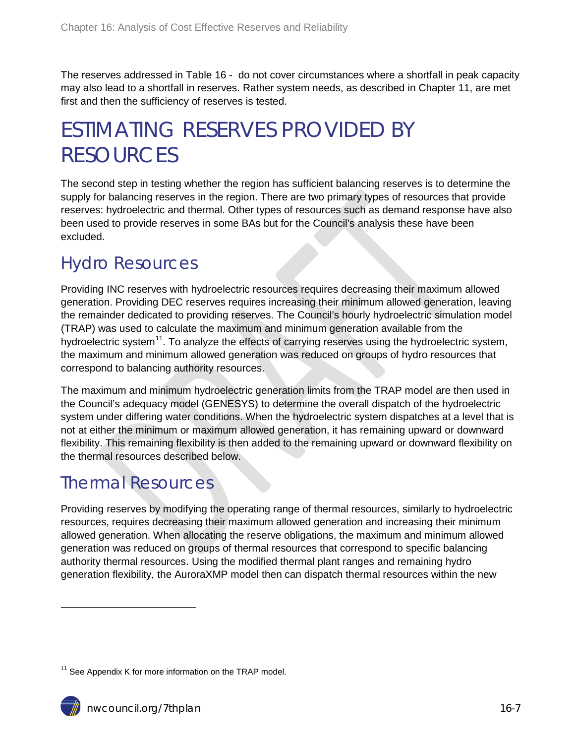The reserves addressed in Table 16 - do not cover circumstances where a shortfall in peak capacity may also lead to a shortfall in reserves. Rather system needs, as described in Chapter 11, are met first and then the sufficiency of reserves is tested.

# ESTIMATING RESERVES PROVIDED BY RESOURCES

The second step in testing whether the region has sufficient balancing reserves is to determine the supply for balancing reserves in the region. There are two primary types of resources that provide reserves: hydroelectric and thermal. Other types of resources such as demand response have also been used to provide reserves in some BAs but for the Council's analysis these have been excluded.

## Hydro Resources

Providing INC reserves with hydroelectric resources requires decreasing their maximum allowed generation. Providing DEC reserves requires increasing their minimum allowed generation, leaving the remainder dedicated to providing reserves. The Council's hourly hydroelectric simulation model (TRAP) was used to calculate the maximum and minimum generation available from the hydroelectric system[11]. To analyze the effects of carrying reserves using the hydroelectric system, the maximum and minimum allowed generation was reduced on groups of hydro resources that correspond to balancing authority resources.

The maximum and minimum hydroelectric generation limits from the TRAP model are then used in the Council's adequacy model (GENESYS) to determine the overall dispatch of the hydroelectric system under differing water conditions. When the hydroelectric system dispatches at a level that is not at either the minimum or maximum allowed generation, it has remaining upward or downward flexibility. This remaining flexibility is then added to the remaining upward or downward flexibility on the thermal resources described below.

## Thermal Resources

Providing reserves by modifying the operating range of thermal resources, similarly to hydroelectric resources, requires decreasing their maximum allowed generation and increasing their minimum allowed generation. When allocating the reserve obligations, the maximum and minimum allowed generation was reduced on groups of thermal resources that correspond to specific balancing authority thermal resources. Using the modified thermal plant ranges and remaining hydro generation flexibility, the AuroraXMP model then can dispatch thermal resources within the new

[11] See Appendix K for more information on the TRAP model.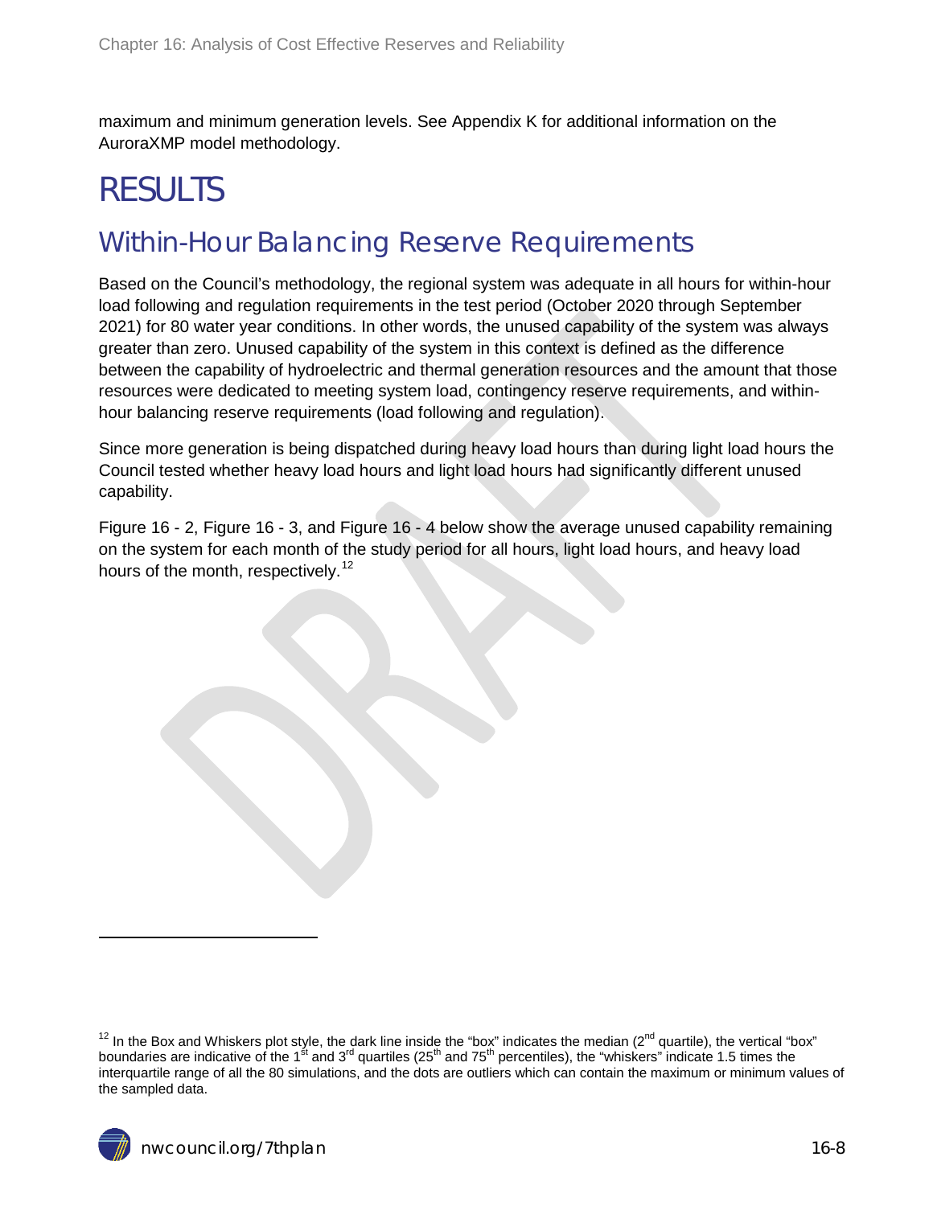maximum and minimum generation levels. See Appendix K for additional information on the AuroraXMP model methodology.

# RESULTS

## Within-Hour Balancing Reserve Requirements

Based on the Council's methodology, the regional system was adequate in all hours for within-hour load following and regulation requirements in the test period (October 2020 through September 2021) for 80 water year conditions. In other words, the unused capability of the system was always greater than zero. Unused capability of the system in this context is defined as the difference between the capability of hydroelectric and thermal generation resources and the amount that those resources were dedicated to meeting system load, contingency reserve requirements, and within-hour balancing reserve requirements (load following and regulation).

Since more generation is being dispatched during heavy load hours than during light load hours the Council tested whether heavy load hours and light load hours had significantly different unused capability.

Figure 16 - 2, Figure 16 - 3, and Figure 16 - 4 below show the average unused capability remaining on the system for each month of the study period for all hours, light load hours, and heavy load hours of the month, respectively.[12]

---

[12] In the Box and Whiskers plot style, the dark line inside the "box" indicates the median (2nd quartile), the vertical "box" boundaries are indicative of the 1st and 3rd quartiles (25th and 75th percentiles), the "whiskers" indicate 1.5 times the interquartile range of all the 80 simulations, and the dots are outliers which can contain the maximum or minimum values of the sampled data.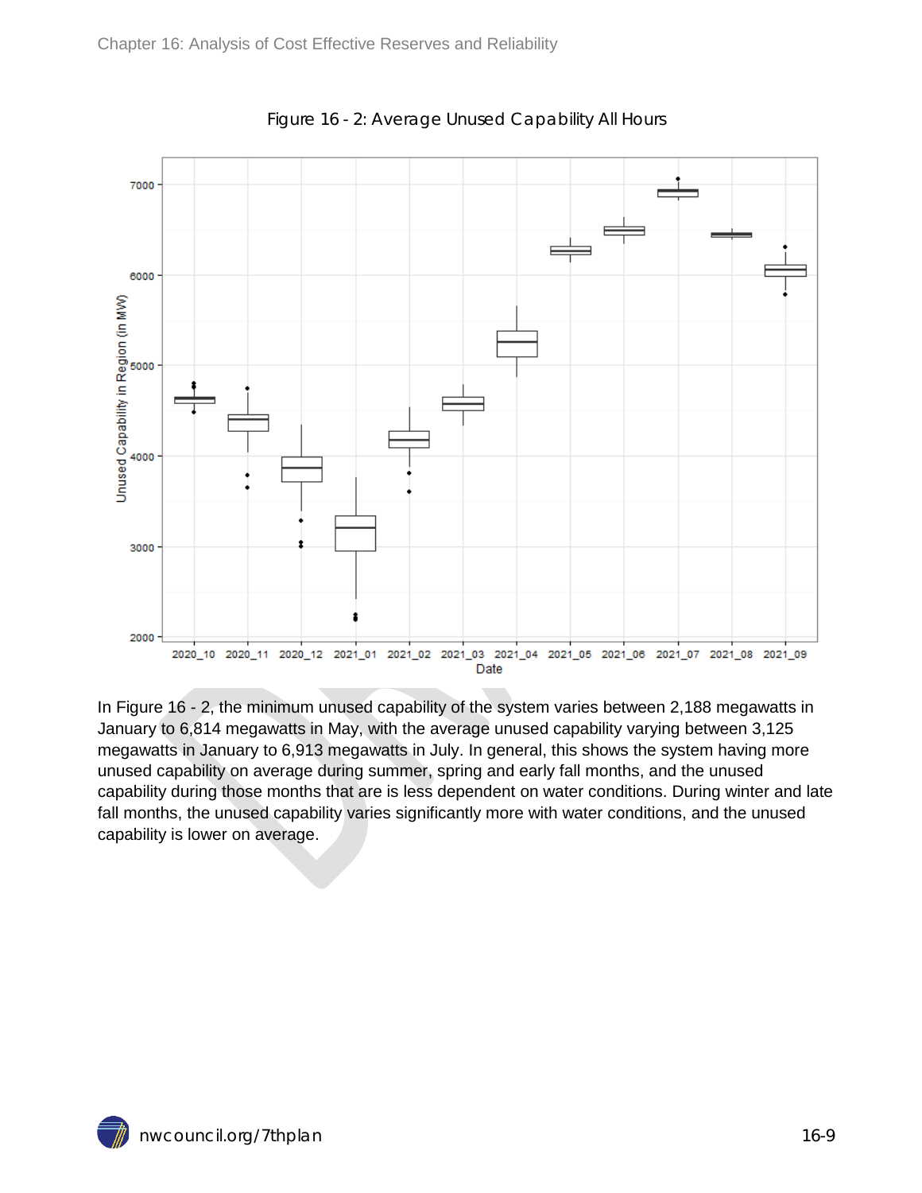Figure 16 - 2: Average Unused Capability All Hours

In Figure 16 - 2, the minimum unused capability of the system varies between 2,188 megawatts in January to 6,814 megawatts in May, with the average unused capability varying between 3,125 megawatts in January to 6,913 megawatts in July. In general, this shows the system having more unused capability on average during summer, spring and early fall months, and the unused capability during those months that are is less dependent on water conditions. During winter and late fall months, the unused capability varies significantly more with water conditions, and the unused capability is lower on average.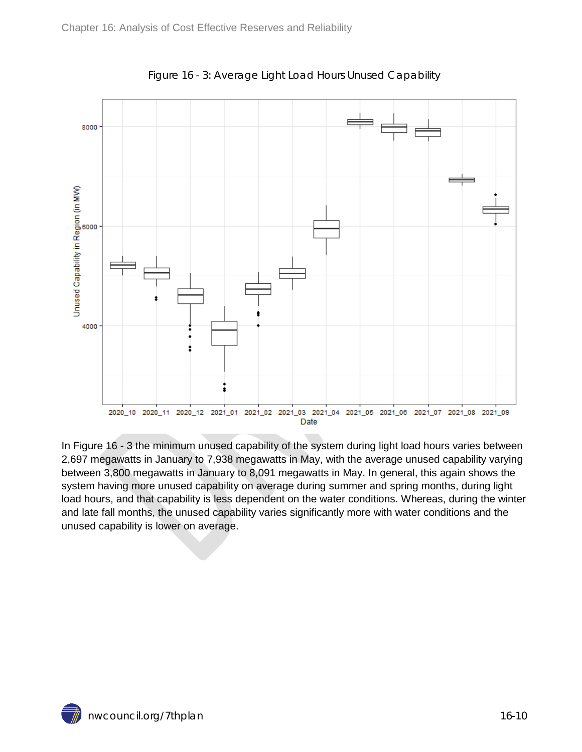Figure 16 - 3: Average Light Load Hours Unused Capability

In Figure 16 - 3 the minimum unused capability of the system during light load hours varies between 2,697 megawatts in January to 7,938 megawatts in May, with the average unused capability varying between 3,800 megawatts in January to 8,091 megawatts in May. In general, this again shows the system having more unused capability on average during summer and spring months, during light load hours, and that capability is less dependent on the water conditions. Whereas, during the winter and late fall months, the unused capability varies significantly more with water conditions and the unused capability is lower on average.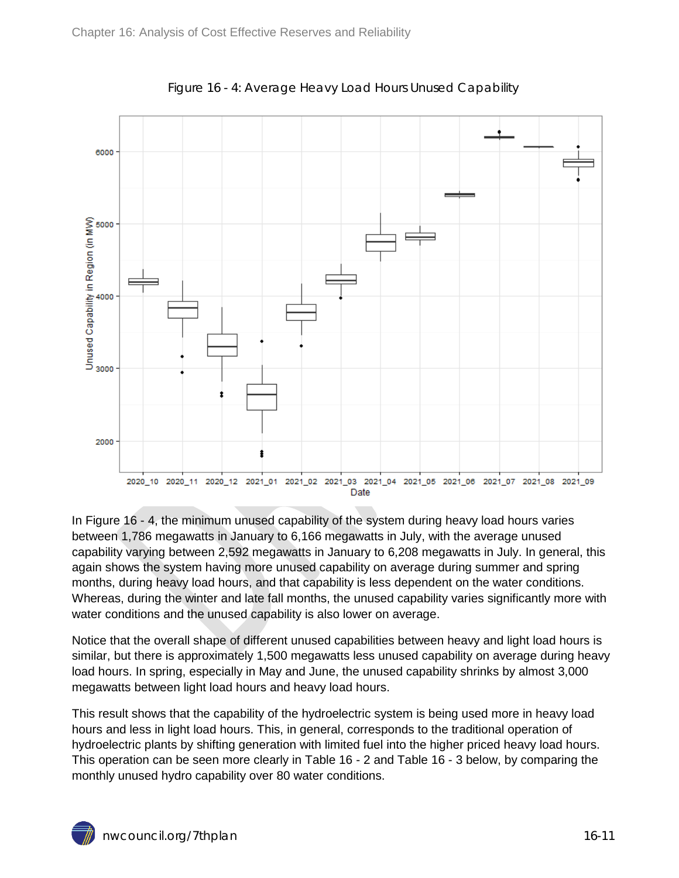Figure 16 - 4: Average Heavy Load Hours Unused Capability

In Figure 16 - 4, the minimum unused capability of the system during heavy load hours varies between 1,786 megawatts in January to 6,166 megawatts in July, with the average unused capability varying between 2,592 megawatts in January to 6,208 megawatts in July. In general, this again shows the system having more unused capability on average during summer and spring months, during heavy load hours, and that capability is less dependent on the water conditions. Whereas, during the winter and late fall months, the unused capability varies significantly more with water conditions and the unused capability is also lower on average.

Notice that the overall shape of different unused capabilities between heavy and light load hours is similar, but there is approximately 1,500 megawatts less unused capability on average during heavy load hours. In spring, especially in May and June, the unused capability shrinks by almost 3,000 megawatts between light load hours and heavy load hours.

This result shows that the capability of the hydroelectric system is being used more in heavy load hours and less in light load hours. This, in general, corresponds to the traditional operation of hydroelectric plants by shifting generation with limited fuel into the higher priced heavy load hours. This operation can be seen more clearly in Table 16 - 2 and Table 16 - 3 below, by comparing the monthly unused hydro capability over 80 water conditions.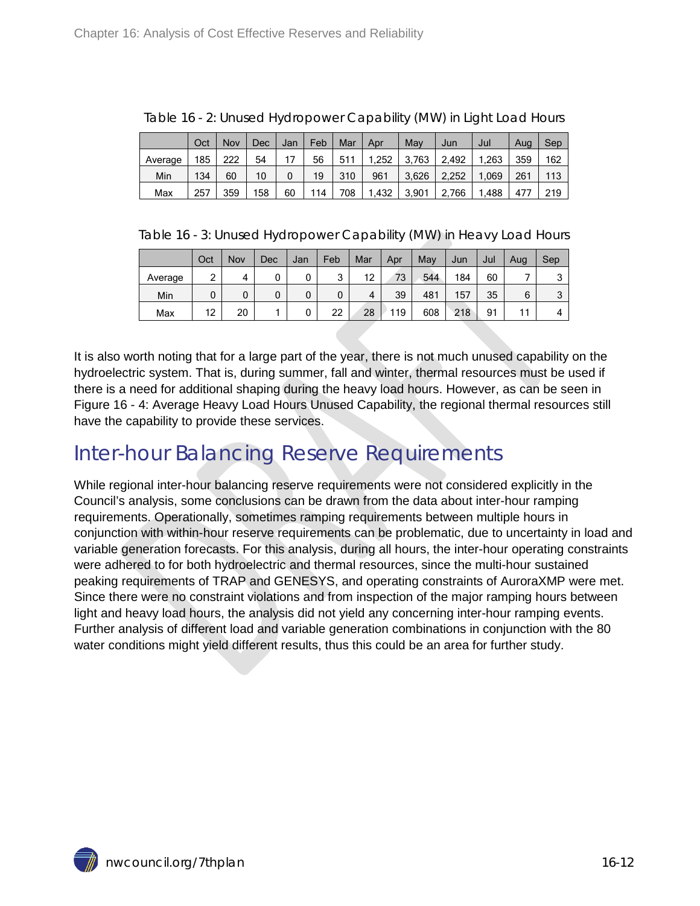Table 16 - 2: Unused Hydropower Capability (MW) in Light Load Hours

| | Oct | Nov | Dec | Jan | Feb | Mar | Apr | May | Jun | Jul | Aug | Sep |
|---|---|---|---|---|---|---|---|---|---|---|---|---|
| Average | 185 | 222 | 54 | 17 | 56 | 511 | 1,252 | 3,763 | 2,492 | 1,263 | 359 | 162 |
| Min | 134 | 60 | 10 | 0 | 19 | 310 | 961 | 3,626 | 2,252 | 1,069 | 261 | 113 |
| Max | 257 | 359 | 158 | 60 | 114 | 708 | 1,432 | 3,901 | 2,766 | 1,488 | 477 | 219 |

Table 16 - 3: Unused Hydropower Capability (MW) in Heavy Load Hours

| | Oct | Nov | Dec | Jan | Feb | Mar | Apr | May | Jun | Jul | Aug | Sep |
|---|---|---|---|---|---|---|---|---|---|---|---|---|
| Average | 2 | 4 | 0 | 0 | 3 | 12 | 73 | 544 | 184 | 60 | 7 | 3 |
| Min | 0 | 0 | 0 | 0 | 0 | 4 | 39 | 481 | 157 | 35 | 6 | 3 |
| Max | 12 | 20 | 1 | 0 | 22 | 28 | 119 | 608 | 218 | 91 | 11 | 4 |

It is also worth noting that for a large part of the year, there is not much unused capability on the hydroelectric system. That is, during summer, fall and winter, thermal resources must be used if there is a need for additional shaping during the heavy load hours. However, as can be seen in Figure 16 - 4: Average Heavy Load Hours Unused Capability, the regional thermal resources still have the capability to provide these services.

## Inter-hour Balancing Reserve Requirements

While regional inter-hour balancing reserve requirements were not considered explicitly in the Council's analysis, some conclusions can be drawn from the data about inter-hour ramping requirements. Operationally, sometimes ramping requirements between multiple hours in conjunction with within-hour reserve requirements can be problematic, due to uncertainty in load and variable generation forecasts. For this analysis, during all hours, the inter-hour operating constraints were adhered to for both hydroelectric and thermal resources, since the multi-hour sustained peaking requirements of TRAP and GENESYS, and operating constraints of AuroraXMP were met. Since there were no constraint violations and from inspection of the major ramping hours between light and heavy load hours, the analysis did not yield any concerning inter-hour ramping events. Further analysis of different load and variable generation combinations in conjunction with the 80 water conditions might yield different results, thus this could be an area for further study.